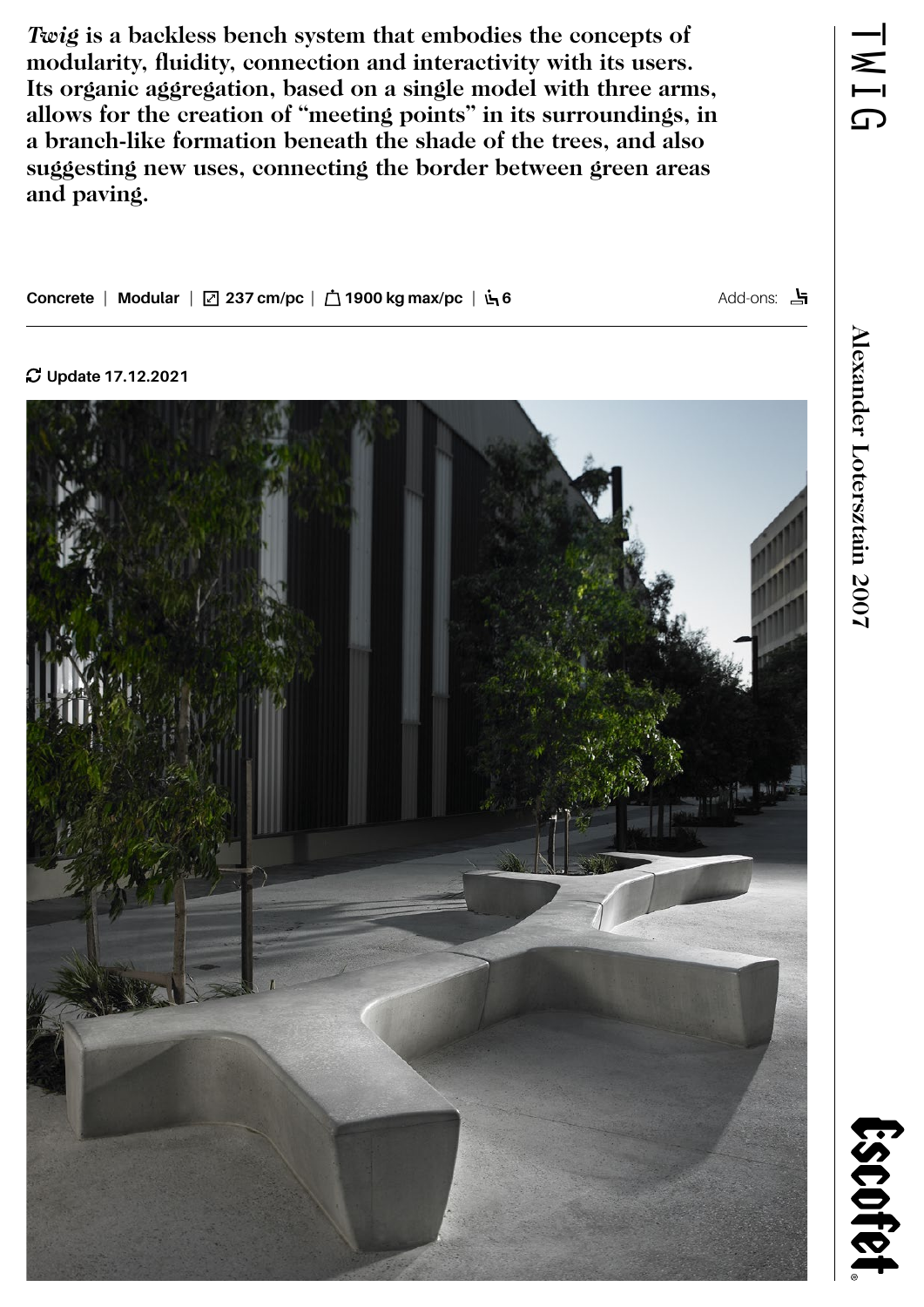# TWIG

Alexander Lotersztain 2007

***Twig*** **is a backless bench system that embodies the concepts of modularity, fluidity, connection and interactivity with its users. Its organic aggregation, based on a single model with three arms, allows for the creation of "meeting points" in its surroundings, in a branch-like formation beneath the shade of the trees, and also suggesting new uses, connecting the border between green areas and paving.**

**Concrete** | **Modular** | **237 cm/pc** | **1900 kg max/pc** | **6**

Add-ons:

**Update 17.12.2021**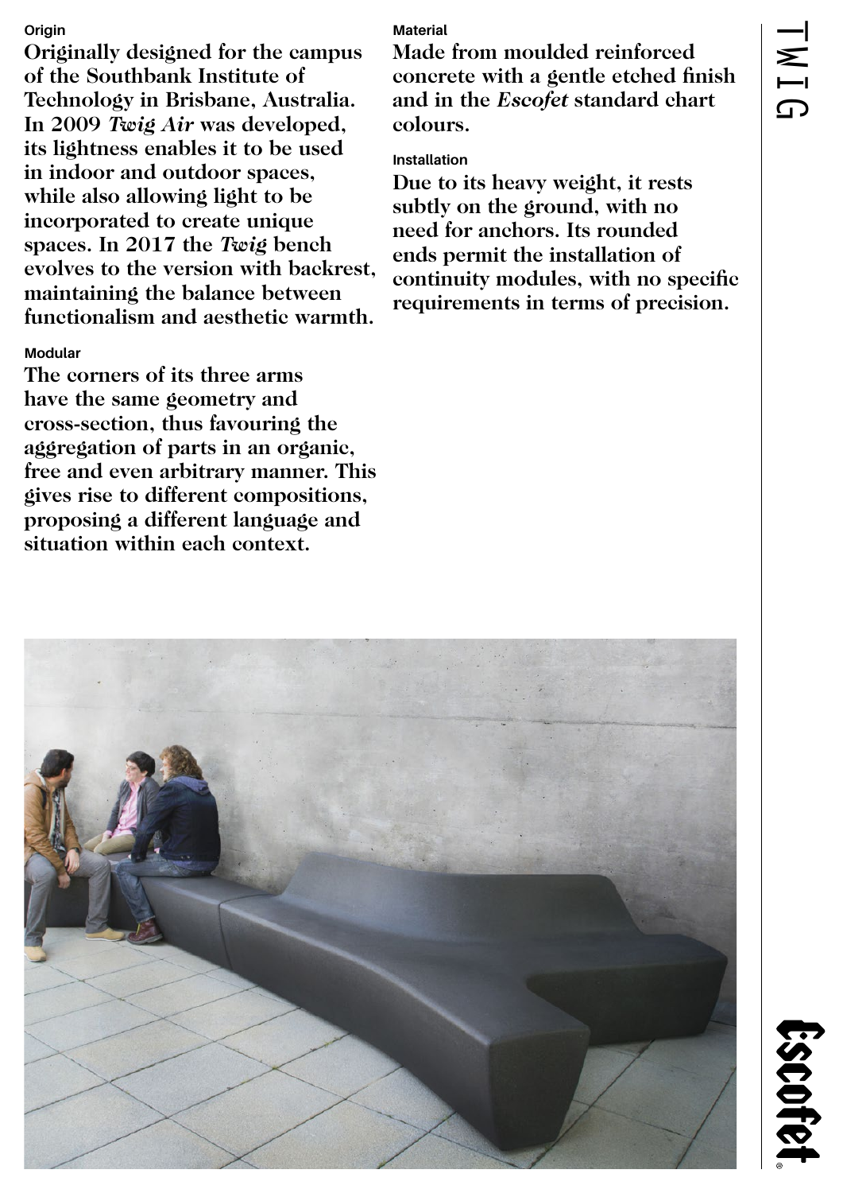### Origin

Originally designed for the campus of the Southbank Institute of Technology in Brisbane, Australia. In 2009 *Twig Air* was developed, its lightness enables it to be used in indoor and outdoor spaces, while also allowing light to be incorporated to create unique spaces. In 2017 the *Twig* bench evolves to the version with backrest, maintaining the balance between functionalism and aesthetic warmth.

### Modular

The corners of its three arms have the same geometry and cross-section, thus favouring the aggregation of parts in an organic, free and even arbitrary manner. This gives rise to different compositions, proposing a different language and situation within each context.

### Material

Made from moulded reinforced concrete with a gentle etched finish and in the *Escofet* standard chart colours.

### Installation

Due to its heavy weight, it rests subtly on the ground, with no need for anchors. Its rounded ends permit the installation of continuity modules, with no specific requirements in terms of precision.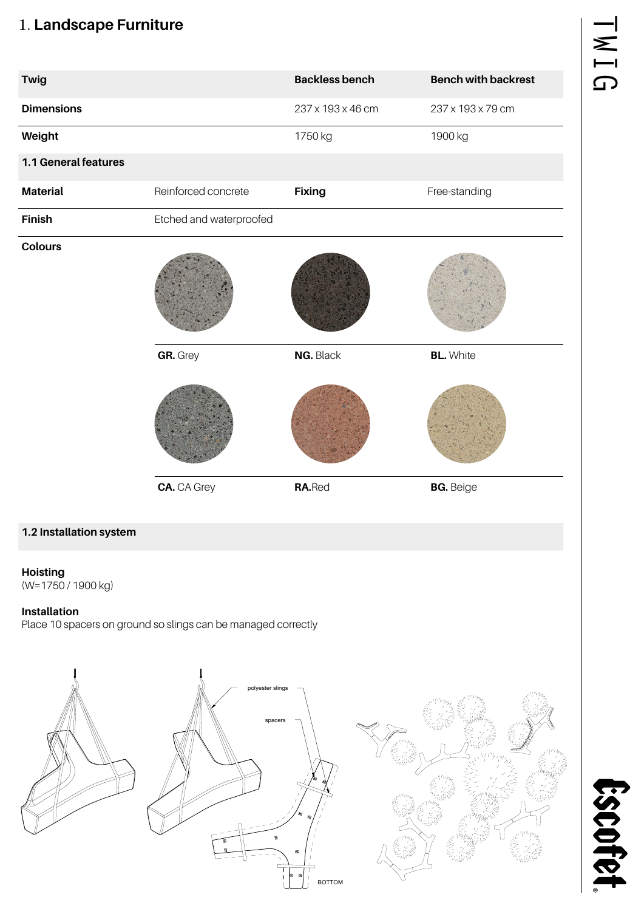# 1. Landscape Furniture

| Twig | | Backless bench | Bench with backrest |
|---|---|---|---|
| **Dimensions** | | 237 x 193 x 46 cm | 237 x 193 x 79 cm |
| **Weight** | | 1750 kg | 1900 kg |

## 1.1 General features

| | | | |
|---|---|---|---|
| **Material** | Reinforced concrete | **Fixing** | Free-standing |
| **Finish** | Etched and waterproofed | | |

**Colours**

| | | |
|---|---|---|
| **GR.** Grey | **NG.** Black | **BL.** White |
| **CA.** CA Grey | **RA.** Red | **BG.** Beige |

## 1.2 Installation system

**Hoisting**
(W=1750 / 1900 kg)

**Installation**
Place 10 spacers on ground so slings can be managed correctly

polyester slings

spacers

BOTTOM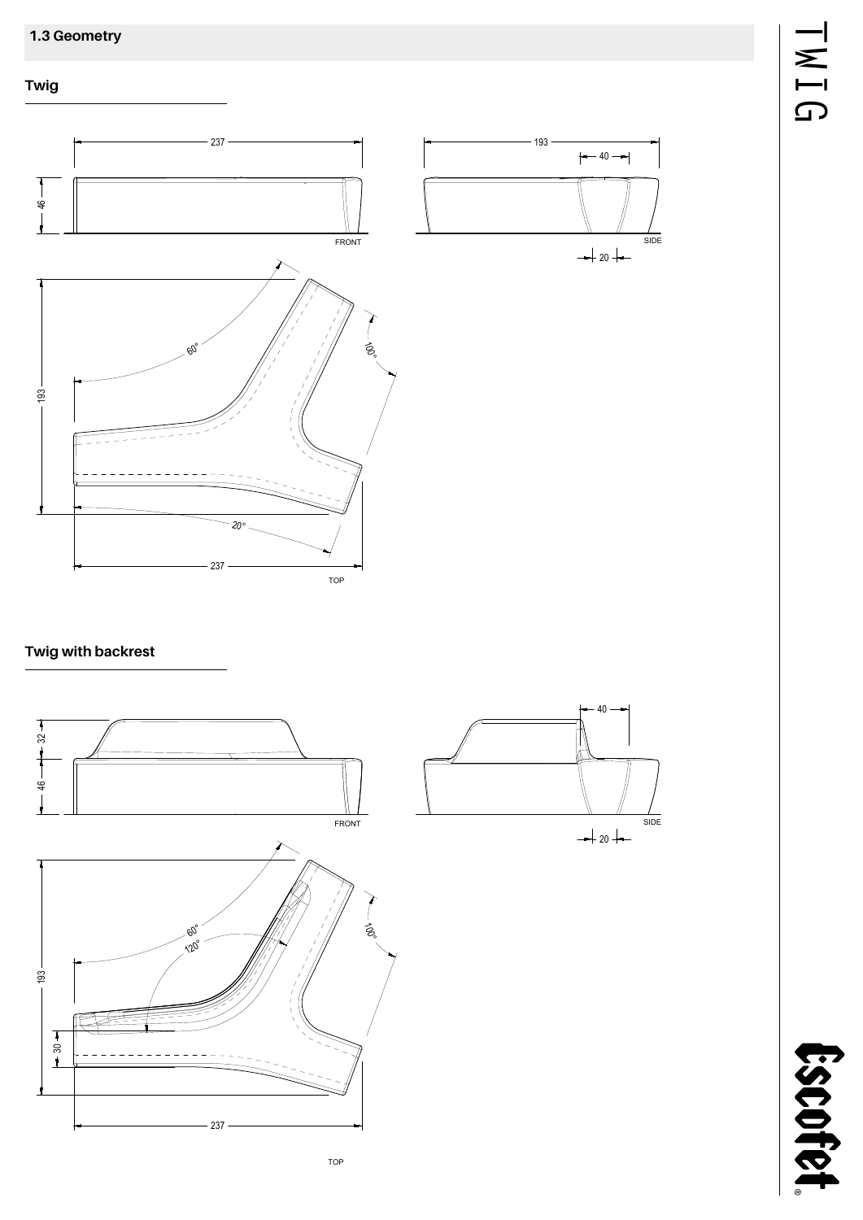## 1.3 Geometry

### Twig

237

46

FRONT

193

40

SIDE

20

193

60°

100°

20°

237

TOP

### Twig with backrest

32

46

FRONT

40

SIDE

20

193

60°

120°

100°

30

237

TOP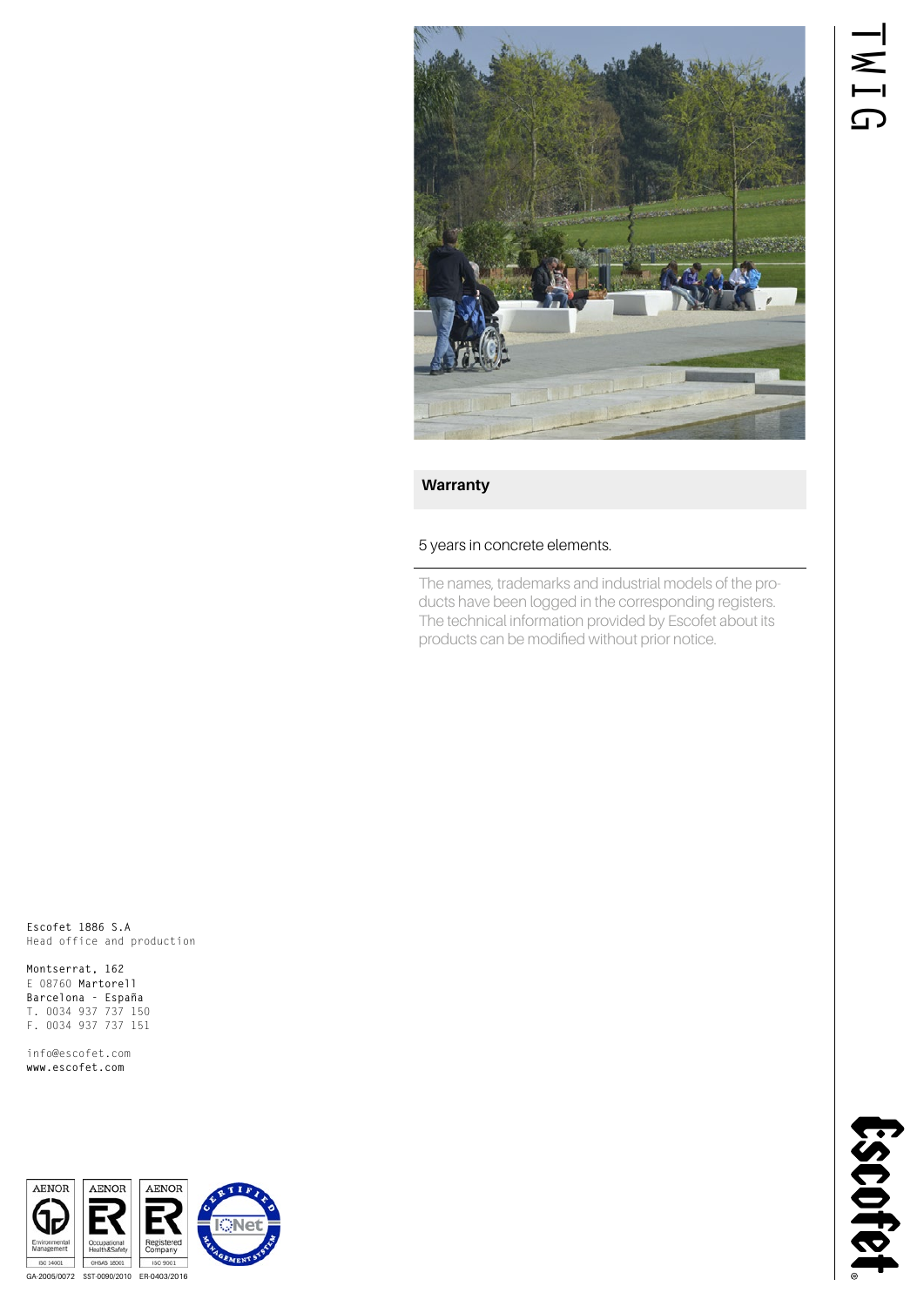## Warranty

5 years in concrete elements.

The names, trademarks and industrial models of the products have been logged in the corresponding registers. The technical information provided by Escofet about its products can be modified without prior notice.

Escofet 1886 S.A
Head office and production

Montserrat, 162
E 08760 Martorell
Barcelona - España
T. 0034 937 737 150
F. 0034 937 737 151

info@escofet.com
www.escofet.com

GA-2005/0072 SST-0090/2010 ER-0403/2016